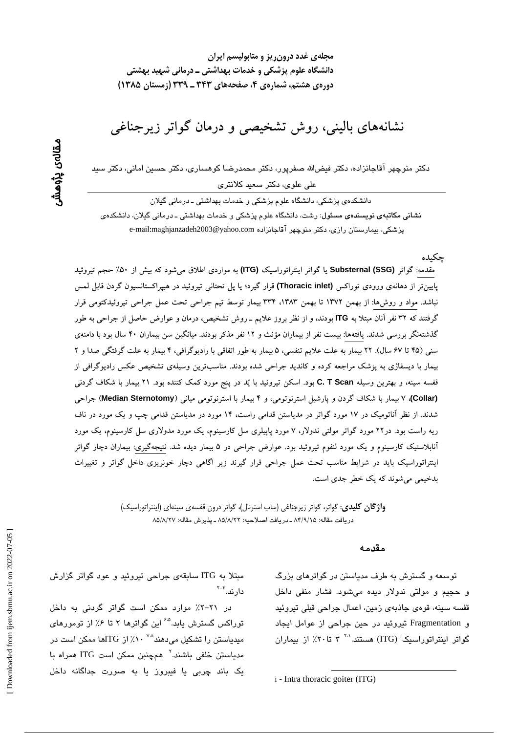مجله‌ی غدد درون‌ریز و متابولیسم ایران
دانشگاه علوم پزشکی و خدمات بهداشتی ـ درمانی شهید بهشتی
دوره‌ی هشتم، شماره‌ی ۴، صفحه‌های ۳۴۳ ـ ۳۳۹ (زمستان ۱۳۸۵)

مقاله‌ی پژوهشی

# نشانه‌های بالینی، روش تشخیصی و درمان گواتر زیرجناغی

دکتر منوچهر آقاجانزاده، دکتر فیض‌الله صفرپور، دکتر محمدرضا کوهساری، دکتر حسین امانی، دکتر سید علی علوی، دکتر سعید کلانتری

دانشکده‌ی پزشکی، دانشگاه علوم پزشکی و خدمات بهداشتی ـ درمانی گیلان

**نشانی مکاتبه‌ی نویسنده‌ی مسئول:** رشت، دانشگاه علوم پزشکی و خدمات بهداشتی ـ درمانی گیلان، دانشکده‌ی پزشکی، بیمارستان رازی، دکتر منوچهر آقاجانزاده e-mail:maghjanzadeh2003@yahoo.com

## چکیده

مقدمه: گواتر **Substernal (SSG)** یا گواتر اینتراتوراسیک **(ITG)** به مواردی اطلاق می‌شود که بیش از ۵۰٪ حجم تیروئید پایین‌تر از دهانه‌ی ورودی توراکس **(Thoracic inlet)** قرار گیرد؛ یا پل تحتانی تیروئید در هیپراکستانسیون گردن قابل لمس نباشد. مواد و روش‌ها: از بهمن ۱۳۷۲ تا بهمن ۱۳۸۳، ۳۳۴ بیمار توسط تیم جراحی تحت عمل جراحی تیروئیدکتومی قرار گرفتند که ۳۲ نفر آنان مبتلا به **ITG** بودند، و از نظر بروز علایم ـ روش تشخیص، درمان و عوارض حاصل از جراحی به طور گذشته‌نگر بررسی شدند. یافته‌ها: بیست نفر از بیماران مؤنث و ۱۲ نفر مذکر بودند. میانگین سن بیماران ۴۰ سال بود با دامنه‌ی سنی (۴۵ تا ۶۷ سال). ۲۲ بیمار به علت علایم تنفسی، ۵ بیمار به طور اتفاقی با رادیوگرافی، ۴ بیمار به علت گرفتگی صدا و ۲ بیمار با دیسفاژی به پزشک مراجعه کرده و کاندید جراحی شده بودند. مناسب‌ترین وسیله‌ی تشخیص عکس رادیوگرافی از قفسه سینه، و بهترین وسیله **C. T Scan** بود. اسکن تیروئید با یُد در پنج مورد کمک کننده بود. ۲۱ بیمار با شکاف گردنی **(Collar)**، ۷ بیمار با شکاف گردن و پارشیل استرنوتومی، و ۴ بیمار با استرنوتومی میانی (**Median Sternotomy**) جراحی شدند. از نظر آناتومیک در ۱۷ مورد گواتر در مدیاستن قدامی راست، ۱۴ مورد در مدیاستن قدامی چپ و یک مورد در ناف ریه راست بود. در۲۲ مورد گواتر مولتی ندولار، ۷ مورد پاپیلری سل کارسینوم، یک مورد مدولاری سل کارسینوم، یک مورد آنابلاستیک کارسینوم و یک مورد لنفوم تیروئید بود. عوارض جراحی در ۵ بیمار دیده شد. نتیجه‌گیری: بیماران دچار گواتر اینتراتوراسیک باید در شرایط مناسب تحت عمل جراحی قرار گیرند زیر اگاهی دچار خونریزی داخل گواتر و تغییرات بدخیمی می‌شوند که یک خطر جدی است.

**واژگان کلیدی:** گواتر، گواتر زیرجناغی (ساب استرنال)، گواتر درون قفسه‌ی سینه‌ای (اینتراتوراسیک)

دریافت مقاله: ۸۴/۹/۱۵ ـ دریافت اصلاحیه: ۸۵/۸/۲۲ ـ پذیرش مقاله: ۸۵/۸/۲۷

## مقدمه

توسعه و گسترش به طرف مدیاستن در گواترهای بزرگ و حجیم و مولتی ندولار دیده می‌شود. فشار منفی داخل قفسه سینه، قوه‌ی جاذبه‌ی زمین، اعمال جراحی قبلی تیروئید و Fragmentation تیروئید در حین جراحی از عوامل ایجاد گواتر اینتراتوراسیک[i] (ITG) هستند.[1،2] ۳ تا۲۰٪ از بیماران مبتلا به ITG سابقه‌ی جراحی تیروئید و عود گواتر گزارش دارند.[2-4]

در ۲۱-۲٪ موارد ممکن است گواتر گردنی به داخل توراکس گسترش یابد.[5،6] این گواترها ۲ تا ۶٪ از تومورهای میدیاستن را تشکیل می‌دهند[7،8] ۱۰٪ از ITGها ممکن است در مدیاستن خلفی باشند.[2] همچنین ممکن است ITG همراه با یک باند چربی یا فیبروز یا به صورت جداگانه داخل

i - Intra thoracic goiter (ITG)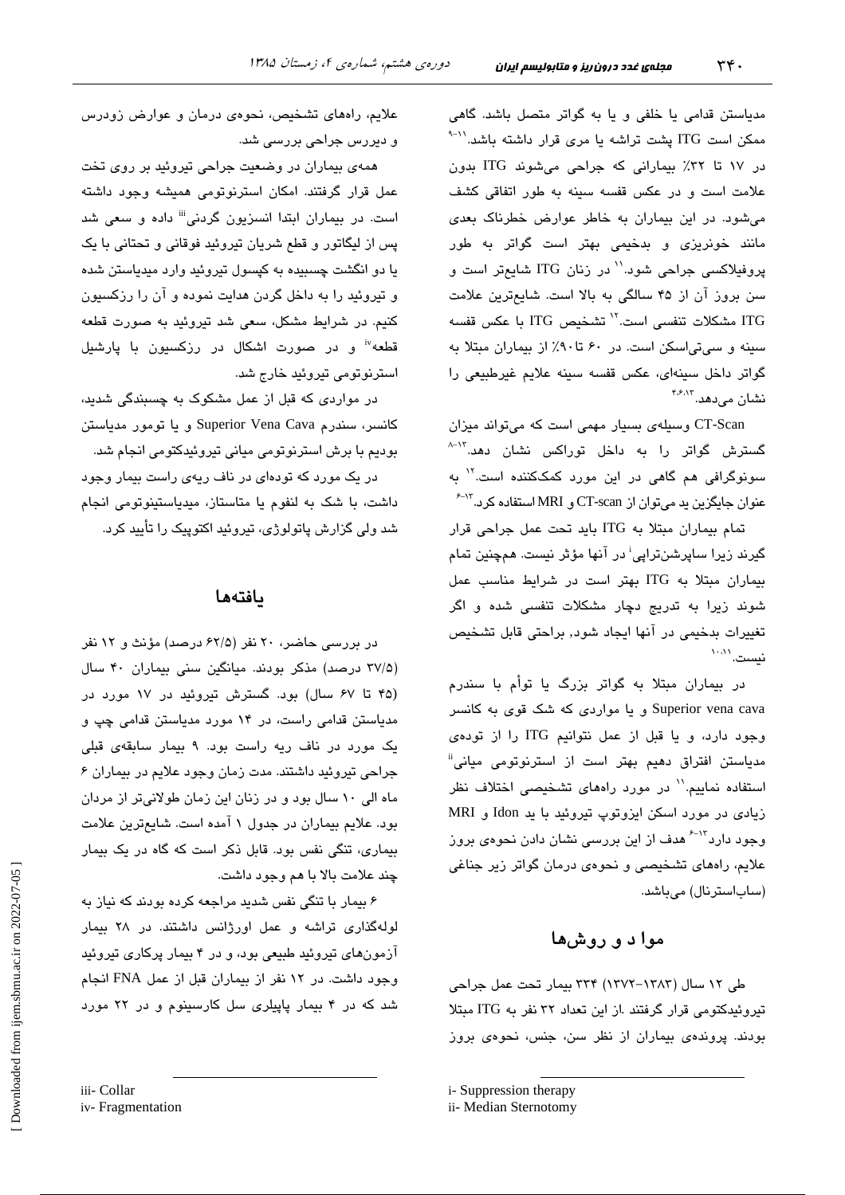مدیاستن قدامی یا خلفی و یا به گواتر متصل باشد. گاهی ممکن است ITG پشت تراشه یا مری قرار داشته باشد.[۹-۱۱]

در ۱۷ تا ۳۲٪ بیمارانی که جراحی می‌شوند ITG بدون علامت است و در عکس قفسه سینه به طور اتفاقی کشف می‌شود. در این بیماران به خاطر عوارض خطرناک بعدی مانند خونریزی و بدخیمی بهتر است گواتر به طور پروفیلاکسی جراحی شود.[۱۱] در زنان ITG شایع‌تر است و سن بروز آن از ۴۵ سالگی به بالا است. شایع‌ترین علامت ITG مشکلات تنفسی است.[۱۲] تشخیص ITG با عکس قفسه سینه و سی‌تی‌اسکن است. در ۶۰ تا۹۰٪ از بیماران مبتلا به گواتر داخل سینه‌ای، عکس قفسه سینه علایم غیرطبیعی را نشان می‌دهد.[۴،۶،۱۳]

CT-Scan وسیله‌ی بسیار مهمی است که می‌تواند میزان گسترش گواتر را به داخل توراکس نشان دهد.[۸-۱۳] سونوگرافی هم گاهی در این مورد کمک‌کننده است.[۱۲] به عنوان جایگزین ید می‌توان از CT-scan و MRI استفاده کرد.[۶-۱۳]

تمام بیماران مبتلا به ITG باید تحت عمل جراحی قرار گیرند زیرا ساپرشن‌تراپی[i] در آنها مؤثر نیست. همچنین تمام بیماران مبتلا به ITG بهتر است در شرایط مناسب عمل شوند زیرا به تدریج دچار مشکلات تنفسی شده و اگر تغییرات بدخیمی در آنها ایجاد شود، براحتی قابل تشخیص نیست.[۱۰،۱۱]

در بیماران مبتلا به گواتر بزرگ یا توأم با سندرم Superior vena cava و یا مواردی که شک قوی به کانسر وجود دارد، و یا قبل از عمل نتوانیم ITG را از توده‌ی مدیاستن افتراق دهیم بهتر است از استرنوتومی میانی[ii] استفاده نماییم.[۱۱] در مورد راه‌های تشخیصی اختلاف نظر زیادی در مورد اسکن ایزوتوپ تیروئید با ید Idon و MRI وجود دارد[۶-۱۳] هدف از این بررسی نشان دادن نحوه‌ی بروز علایم، راه‌های تشخیصی و نحوه‌ی درمان گواتر زیر جناغی (ساب‌استرنال) می‌باشد.

## مواد و روش‌ها

طی ۱۲ سال (۱۳۸۳-۱۳۷۲) ۳۳۴ بیمار تحت عمل جراحی تیروئیدکتومی قرار گرفتند .از این تعداد ۳۲ نفر به ITG مبتلا بودند. پرونده‌ی بیماران از نظر سن، جنس، نحوه‌ی بروز علایم، راه‌های تشخیص، نحوه‌ی درمان و عوارض زودرس و دیررس جراحی بررسی شد.

همه‌ی بیماران در وضعیت جراحی تیروئید بر روی تخت عمل قرار گرفتند. امکان استرنوتومی همیشه وجود داشته است. در بیماران ابتدا انسزیون گردنی[iii] داده و سعی شد پس از لیگاتور و قطع شریان تیروئید فوقانی و تحتانی با یک یا دو انگشت چسبیده به کپسول تیروئید وارد میدیاستن شده و تیروئید را به داخل گردن هدایت نموده و آن را رزکسیون کنیم. در شرایط مشکل، سعی شد تیروئید به صورت قطعه قطعه[iv] و در صورت اشکال در رزکسیون با پارشیل استرنوتومی تیروئید خارج شد.

در مواردی که قبل از عمل مشکوک به چسبندگی شدید، کانسر، سندرم Superior Vena Cava و یا تومور مدیاستن بودیم با برش استرنوتومی میانی تیروئیدکتومی انجام شد.

در یک مورد که توده‌ای در ناف ریه‌ی راست بیمار وجود داشت، با شک به لنفوم یا متاستاز، میدیاستینوتومی انجام شد ولی گزارش پاتولوژی، تیروئید اکتوپیک را تأیید کرد.

## یافته‌ها

در بررسی حاضر، ۲۰ نفر (۶۲/۵ درصد) مؤنث و ۱۲ نفر (۳۷/۵ درصد) مذکر بودند. میانگین سنی بیماران ۴۰ سال (۴۵ تا ۶۷ سال) بود. گسترش تیروئید در ۱۷ مورد در مدیاستن قدامی راست، در ۱۴ مورد مدیاستن قدامی چپ و یک مورد در ناف ریه راست بود. ۹ بیمار سابقه‌ی قبلی جراحی تیروئید داشتند. مدت زمان وجود علایم در بیماران ۶ ماه الی ۱۰ سال بود و در زنان این زمان طولانی‌تر از مردان بود. علایم بیماران در جدول ۱ آمده است. شایع‌ترین علامت بیماری، تنگی نفس بود. قابل ذکر است که گاه در یک بیمار چند علامت بالا با هم وجود داشت.

۶ بیمار با تنگی نفس شدید مراجعه کرده بودند که نیاز به لوله‌گذاری تراشه و عمل اورژانس داشتند. در ۲۸ بیمار آزمون‌های تیروئید طبیعی بود، و در ۴ بیمار پرکاری تیروئید وجود داشت. در ۱۲ نفر از بیماران قبل از عمل FNA انجام شد که در ۴ بیمار پاپیلری سل کارسینوم و در ۲۲ مورد

i- Suppression therapy
ii- Median Sternotomy
iii- Collar
iv- Fragmentation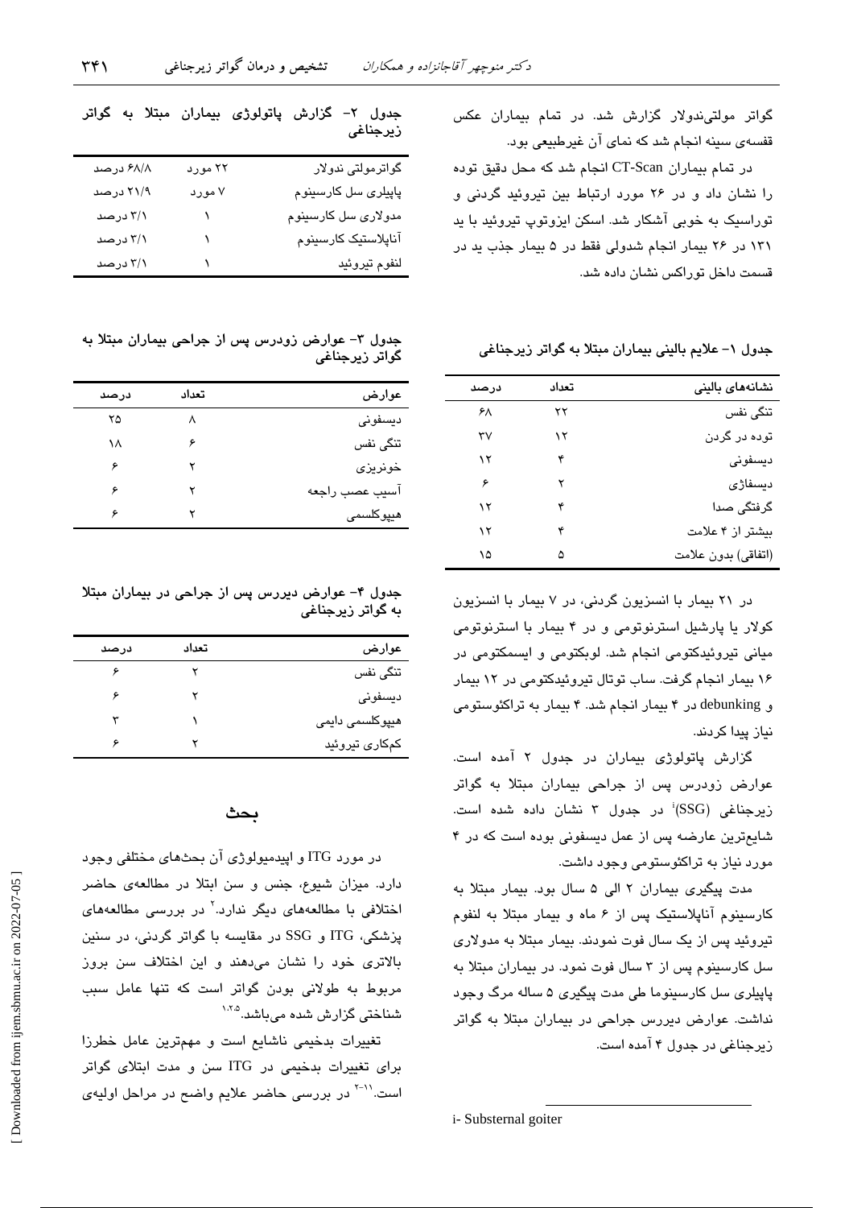گواتر مولتی‌ندولار گزارش شد. در تمام بیماران عکس قفسه‌ی سینه انجام شد که نمای آن غیرطبیعی بود.

در تمام بیماران CT-Scan انجام شد که محل دقیق توده را نشان داد و در ۲۶ مورد ارتباط بین تیروئید گردنی و توراسیک به خوبی آشکار شد. اسکن ایزوتوپ تیروئید با ید ۱۳۱ در ۲۶ بیمار انجام شدولی فقط در ۵ بیمار جذب ید در قسمت داخل توراکس نشان داده شد.

جدول ۱- علایم بالینی بیماران مبتلا به گواتر زیرجناغی

| نشانه‌های بالینی | تعداد | درصد |
|---|---|---|
| تنگی نفس | ۲۲ | ۶۸ |
| توده در گردن | ۱۲ | ۳۷ |
| دیسفونی | ۴ | ۱۲ |
| دیسفاژی | ۲ | ۶ |
| گرفتگی صدا | ۴ | ۱۲ |
| بیشتر از ۴ علامت | ۴ | ۱۲ |
| (اتفاقی) بدون علامت | ۵ | ۱۵ |

در ۲۱ بیمار با انسزیون گردنی، در ۷ بیمار با انسزیون کولار یا پارشیل استرنوتومی و در ۴ بیمار با استرنوتومی میانی تیروئیدکتومی انجام شد. لوبکتومی و ایسمکتومی در ۱۶ بیمار انجام گرفت. ساب توتال تیروئیدکتومی در ۱۲ بیمار و debunking در ۴ بیمار انجام شد. ۴ بیمار به تراکئوستومی نیاز پیدا کردند.

گزارش پاتولوژی بیماران در جدول ۲ آمده است. عوارض زودرس پس از جراحی بیماران مبتلا به گواتر زیرجناغی (SSG)[i] در جدول ۳ نشان داده شده است. شایع‌ترین عارضه پس از عمل دیسفونی بوده است که در ۴ مورد نیاز به تراکئوستومی وجود داشت.

مدت پیگیری بیماران ۲ الی ۵ سال بود. بیمار مبتلا به کارسینوم آناپلاستیک پس از ۶ ماه و بیمار مبتلا به لنفوم تیروئید پس از یک سال فوت نمودند. بیمار مبتلا به مدولاری سل کارسینوم پس از ۳ سال فوت نمود. در بیماران مبتلا به پاپیلری سل کارسینوما طی مدت پیگیری ۵ ساله مرگ وجود نداشت. عوارض دیررس جراحی در بیماران مبتلا به گواتر زیرجناغی در جدول ۴ آمده است.

i- Substernal goiter

جدول ۲- گزارش پاتولوژی بیماران مبتلا به گواتر زیرجناغی

| | | |
|---|---|---|
| گواترمولتی ندولار | ۲۲ مورد | ۶۸/۸ درصد |
| پاپیلری سل کارسینوم | ۷ مورد | ۲۱/۹ درصد |
| مدولاری سل کارسینوم | ۱ | ۳/۱ درصد |
| آناپلاستیک کارسینوم | ۱ | ۳/۱ درصد |
| لنفوم تیروئید | ۱ | ۳/۱ درصد |

جدول ۳- عوارض زودرس پس از جراحی بیماران مبتلا به گواتر زیرجناغی

| عوارض | تعداد | درصد |
|---|---|---|
| دیسفونی | ۸ | ۲۵ |
| تنگی نفس | ۶ | ۱۸ |
| خونریزی | ۲ | ۶ |
| آسیب عصب راجعه | ۲ | ۶ |
| هیپوکلسمی | ۲ | ۶ |

جدول ۴- عوارض دیررس پس از جراحی در بیماران مبتلا به گواتر زیرجناغی

| عوارض | تعداد | درصد |
|---|---|---|
| تنگی نفس | ۲ | ۶ |
| دیسفونی | ۲ | ۶ |
| هیپوکلسمی دایمی | ۱ | ۳ |
| کم‌کاری تیروئید | ۲ | ۶ |

## بحث

در مورد ITG و اپیدمیولوژی آن بحث‌های مختلفی وجود دارد. میزان شیوع، جنس و سن ابتلا در مطالعه‌ی حاضر اختلافی با مطالعه‌های دیگر ندارد.[۲] در بررسی مطالعه‌های پزشکی، ITG و SSG در مقایسه با گواتر گردنی، در سنین بالاتری خود را نشان می‌دهند و این اختلاف سن بروز مربوط به طولانی بودن گواتر است که تنها عامل سبب شناختی گزارش شده می‌باشد.[۱،۲،۵]

تغییرات بدخیمی ناشایع است و مهم‌ترین عامل خطرزا برای تغییرات بدخیمی در ITG سن و مدت ابتلای گواتر است.[۲-۱۱] در بررسی حاضر علایم واضح در مراحل اولیه‌ی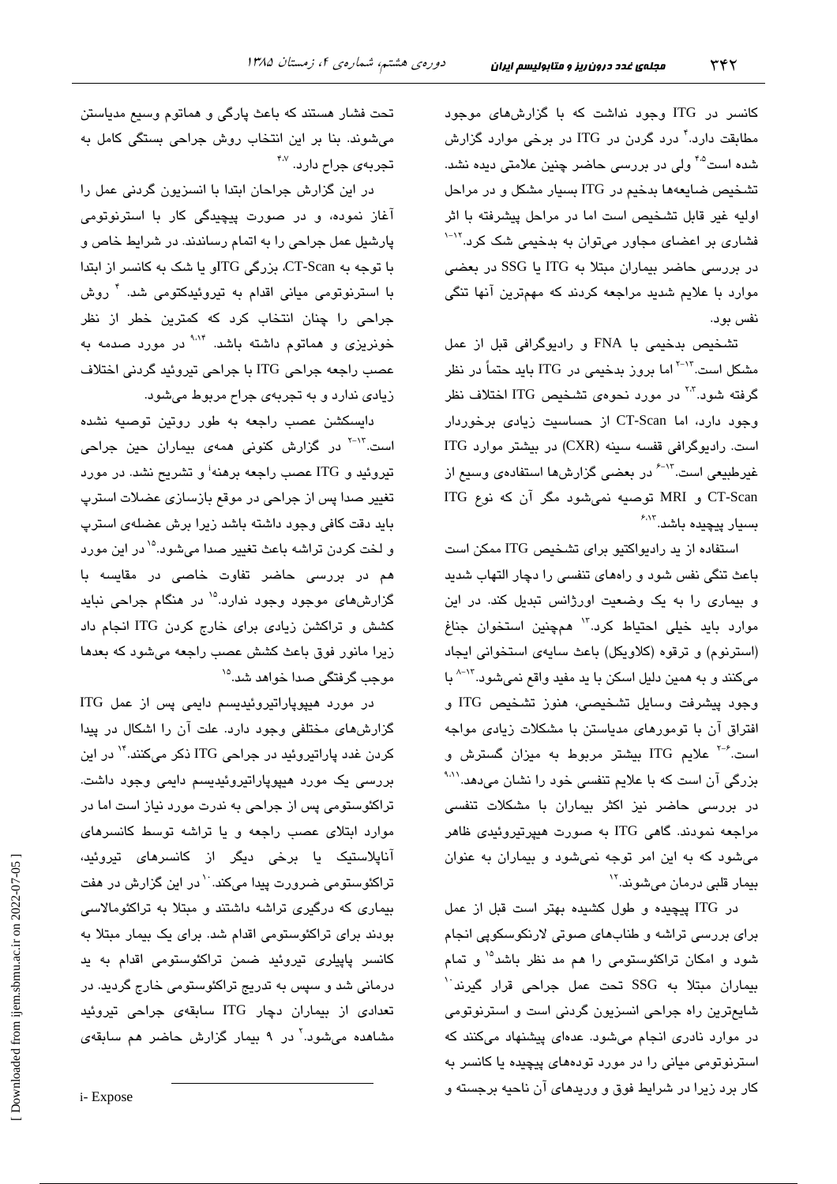کانسر در ITG وجود نداشت که با گزارش‌های موجود مطابقت دارد.[۴] درد گردن در ITG در برخی موارد گزارش شده است[۴،۵] ولی در بررسی حاضر چنین علامتی دیده نشد. تشخیص ضایعه‌ها بدخیم در ITG بسیار مشکل و در مراحل اولیه غیر قابل تشخیص است اما در مراحل پیشرفته با اثر فشاری بر اعضای مجاور می‌توان به بدخیمی شک کرد.[۱۲-۱] در بررسی حاضر بیماران مبتلا به ITG یا SSG در بعضی موارد با علایم شدید مراجعه کردند که مهمترین آنها تنگی نفس بود.

تشخیص بدخیمی با FNA و رادیوگرافی قبل از عمل مشکل است.[۱۳-۲] اما بروز بدخیمی در ITG باید حتماً در نظر گرفته شود.[۲،۳] در مورد نحوه‌ی تشخیص ITG اختلاف نظر وجود دارد، اما CT-Scan از حساسیت زیادی برخوردار است. رادیوگرافی قفسه سینه (CXR) در بیشتر موارد ITG غیرطبیعی است.[۱۳-۶] در بعضی گزارش‌ها استفاده‌ی وسیع از CT-Scan و MRI توصیه نمی‌شود مگر آن که نوع ITG بسیار پیچیده باشد.[۶،۱۳]

استفاده از ید رادیواکتیو برای تشخیص ITG ممکن است باعث تنگی نفس شود و راه‌های تنفسی را دچار التهاب شدید و بیماری را به یک وضعیت اورژانس تبدیل کند. در این موارد باید خیلی احتیاط کرد.[۱۳] همچنین استخوان جناغ (استرنوم) و ترقوه (کلاویکل) باعث سایه‌ی استخوانی ایجاد می‌کنند و به همین دلیل اسکن با ید مفید واقع نمی‌شود.[۱۳-۸] با وجود پیشرفت وسایل تشخیصی، هنوز تشخیص ITG و افتراق آن با تومورهای مدیاستن با مشکلات زیادی مواجه است.[۶-۲] علایم ITG بیشتر مربوط به میزان گسترش و بزرگی آن است که با علایم تنفسی خود را نشان می‌دهد.[۹،۱۱] در بررسی حاضر نیز اکثر بیماران با مشکلات تنفسی مراجعه نمودند. گاهی ITG به صورت هیپرتیروئیدی ظاهر می‌شود که به این امر توجه نمی‌شود و بیماران به عنوان بیمار قلبی درمان می‌شوند.[۱۲]

در ITG پیچیده و طول کشیده بهتر است قبل از عمل برای بررسی تراشه و طناب‌های صوتی لارنکوسکوپی انجام شود و امکان تراکئوستومی را هم مد نظر باشد[۱۵] و تمام بیماران مبتلا به SSG تحت عمل جراحی قرار گیرند[۱۰] شایع‌ترین راه جراحی انسزیون گردنی است و استرنوتومی در موارد نادری انجام می‌شود. عده‌ای پیشنهاد می‌کنند که استرنوتومی میانی را در مورد توده‌های پیچیده یا کانسر به کار برد زیرا در شرایط فوق و وریدهای آن ناحیه برجسته و تحت فشار هستند که باعث پارگی و هماتوم وسیع مدیاستن می‌شوند. بنا بر این انتخاب روش جراحی بستگی کامل به تجربه‌ی جراح دارد.[۴،۷]

در این گزارش جراحان ابتدا با انسزیون گردنی عمل را آغاز نموده، و در صورت پیچیدگی کار با استرنوتومی پارشیل عمل جراحی را به اتمام رساندند. در شرایط خاص و با توجه به CT-Scan، بزرگی ITGو یا شک به کانسر از ابتدا با استرنوتومی میانی اقدام به تیروئیدکتومی شد.[۴] روش جراحی را چنان انتخاب کرد که کمترین خطر از نظر خونریزی و هماتوم داشته باشد.[۹،۱۴] در مورد صدمه به عصب راجعه جراحی ITG با جراحی تیروئید گردنی اختلاف زیادی ندارد و به تجربه‌ی جراح مربوط می‌شود.

دایسکشن عصب راجعه به طور روتین توصیه نشده است.[۱۳-۲] در گزارش کنونی همه‌ی بیماران حین جراحی تیروئید و ITG عصب راجعه برهنه[i] و تشریح نشد. در مورد تغییر صدا پس از جراحی در موقع بازسازی عضلات استرپ باید دقت کافی وجود داشته باشد زیرا برش عضله‌ی استرپ و لخت کردن تراشه باعث تغییر صدا می‌شود.[۱۵] در این مورد هم در بررسی حاضر تفاوت خاصی در مقایسه با گزارش‌های موجود وجود ندارد.[۱۵] در هنگام جراحی نباید کشش و تراکشن زیادی برای خارج کردن ITG انجام داد زیرا مانور فوق باعث کشش عصب راجعه می‌شود که بعدها موجب گرفتگی صدا خواهد شد.[۱۵]

در مورد هیپوپاراتیروئیدیسم دایمی پس از عمل ITG گزارش‌های مختلفی وجود دارد. علت آن را اشکال در پیدا کردن غدد پاراتیروئید در جراحی ITG ذکر می‌کنند.[۱۴] در این بررسی یک مورد هیپوپاراتیروئیدیسم دایمی وجود داشت. تراکئوستومی پس از جراحی به ندرت مورد نیاز است اما در موارد ابتلای عصب راجعه و یا تراشه توسط کانسرهای آناپلاستیک یا برخی دیگر از کانسرهای تیروئید، تراکئوستومی ضرورت پیدا می‌کند.[۱۰] در این گزارش در هفت بیماری که درگیری تراشه داشتند و مبتلا به تراکئومالاسی بودند برای تراکئوستومی اقدام شد. برای یک بیمار مبتلا به کانسر پاپیلری تیروئید ضمن تراکئوستومی اقدام به ید درمانی شد و سپس به تدریج تراکئوستومی خارج گردید. در تعدادی از بیماران دچار ITG سابقه‌ی جراحی تیروئید مشاهده می‌شود.[۲] در ۹ بیمار گزارش حاضر هم سابقه‌ی

---

i- Expose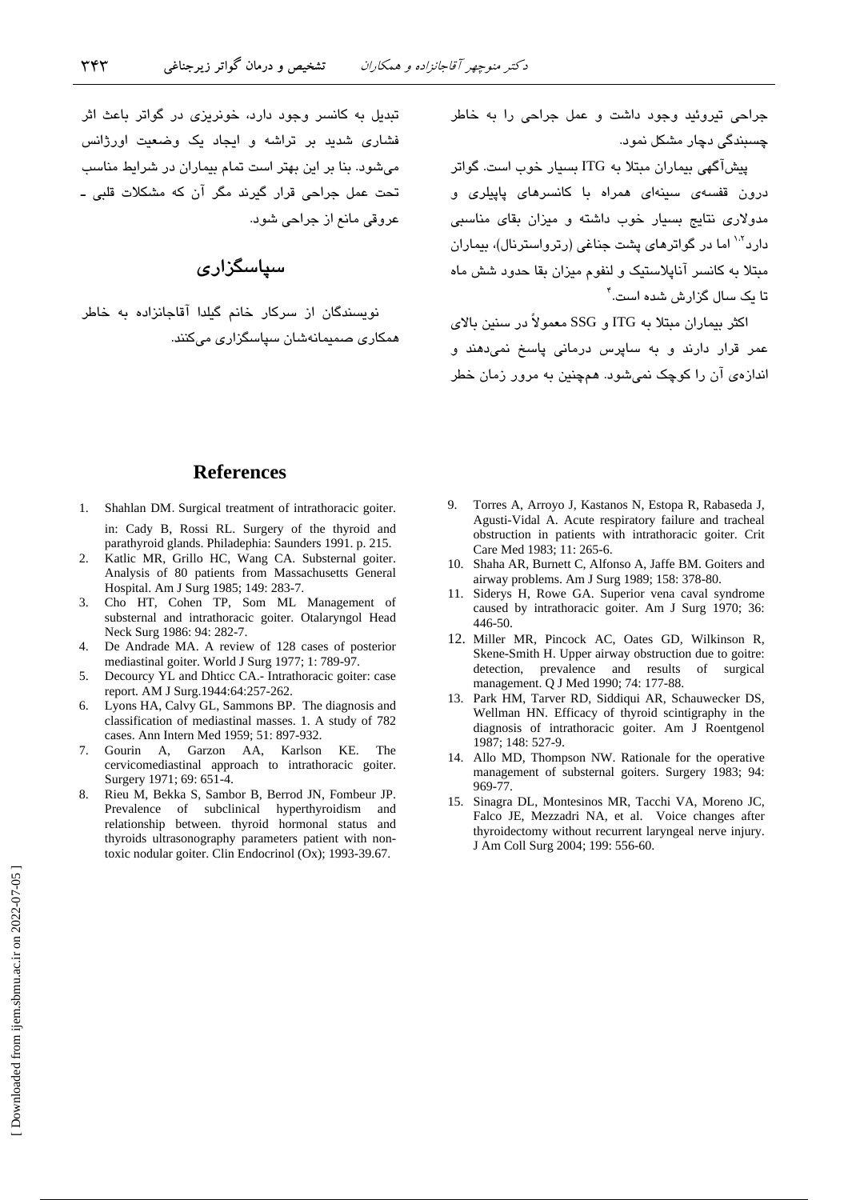جراحی تیروئید وجود داشت و عمل جراحی را به خاطر چسبندگی دچار مشکل نمود.

پیش‌آگهی بیماران مبتلا به ITG بسیار خوب است. گواتر درون قفسه‌ی سینه‌ای همراه با کانسرهای پاپیلری و مدولاری نتایج بسیار خوب داشته و میزان بقای مناسبی دارد[1,2] اما در گواترهای پشت جناغی (رترواسترنال)، بیماران مبتلا به کانسر آناپلاستیک و لنفوم میزان بقا حدود شش ماه تا یک سال گزارش شده است.[4]

اکثر بیماران مبتلا به ITG و SSG معمولاً در سنین بالای عمر قرار دارند و به ساپرس درمانی پاسخ نمی‌دهند و اندازه‌ی آن را کوچک نمی‌شود. همچنین به مرور زمان خطر تبدیل به کانسر وجود دارد، خونریزی در گواتر باعث اثر فشاری شدید بر تراشه و ایجاد یک وضعیت اورژانس می‌شود. بنا بر این بهتر است تمام بیماران در شرایط مناسب تحت عمل جراحی قرار گیرند مگر آن که مشکلات قلبی ـ عروقی مانع از جراحی شود.

## سپاسگزاری

نویسندگان از سرکار خانم گیلدا آقاجانزاده به خاطر همکاری صمیمانه‌شان سپاسگزاری می‌کنند.

## References

1. Shahlan DM. Surgical treatment of intrathoracic goiter. in: Cady B, Rossi RL. Surgery of the thyroid and parathyroid glands. Philadephia: Saunders 1991. p. 215.
2. Katlic MR, Grillo HC, Wang CA. Substernal goiter. Analysis of 80 patients from Massachusetts General Hospital. Am J Surg 1985; 149: 283-7.
3. Cho HT, Cohen TP, Som ML Management of substernal and intrathoracic goiter. Otalaryngol Head Neck Surg 1986: 94: 282-7.
4. De Andrade MA. A review of 128 cases of posterior mediastinal goiter. World J Surg 1977; 1: 789-97.
5. Decourcy YL and Dhticc CA.- Intrathoracic goiter: case report. AM J Surg.1944:64:257-262.
6. Lyons HA, Calvy GL, Sammons BP. The diagnosis and classification of mediastinal masses. 1. A study of 782 cases. Ann Intern Med 1959; 51: 897-932.
7. Gourin A, Garzon AA, Karlson KE. The cervicomediastinal approach to intrathoracic goiter. Surgery 1971; 69: 651-4.
8. Rieu M, Bekka S, Sambor B, Berrod JN, Fombeur JP. Prevalence of subclinical hyperthyroidism and relationship between. thyroid hormonal status and thyroids ultrasonography parameters patient with non-toxic nodular goiter. Clin Endocrinol (Ox); 1993-39.67.
9. Torres A, Arroyo J, Kastanos N, Estopa R, Rabaseda J, Agusti-Vidal A. Acute respiratory failure and tracheal obstruction in patients with intrathoracic goiter. Crit Care Med 1983; 11: 265-6.
10. Shaha AR, Burnett C, Alfonso A, Jaffe BM. Goiters and airway problems. Am J Surg 1989; 158: 378-80.
11. Siderys H, Rowe GA. Superior vena caval syndrome caused by intrathoracic goiter. Am J Surg 1970; 36: 446-50.
12. Miller MR, Pincock AC, Oates GD, Wilkinson R, Skene-Smith H. Upper airway obstruction due to goitre: detection, prevalence and results of surgical management. Q J Med 1990; 74: 177-88.
13. Park HM, Tarver RD, Siddiqui AR, Schauwecker DS, Wellman HN. Efficacy of thyroid scintigraphy in the diagnosis of intrathoracic goiter. Am J Roentgenol 1987; 148: 527-9.
14. Allo MD, Thompson NW. Rationale for the operative management of substernal goiters. Surgery 1983; 94: 969-77.
15. Sinagra DL, Montesinos MR, Tacchi VA, Moreno JC, Falco JE, Mezzadri NA, et al. Voice changes after thyroidectomy without recurrent laryngeal nerve injury. J Am Coll Surg 2004; 199: 556-60.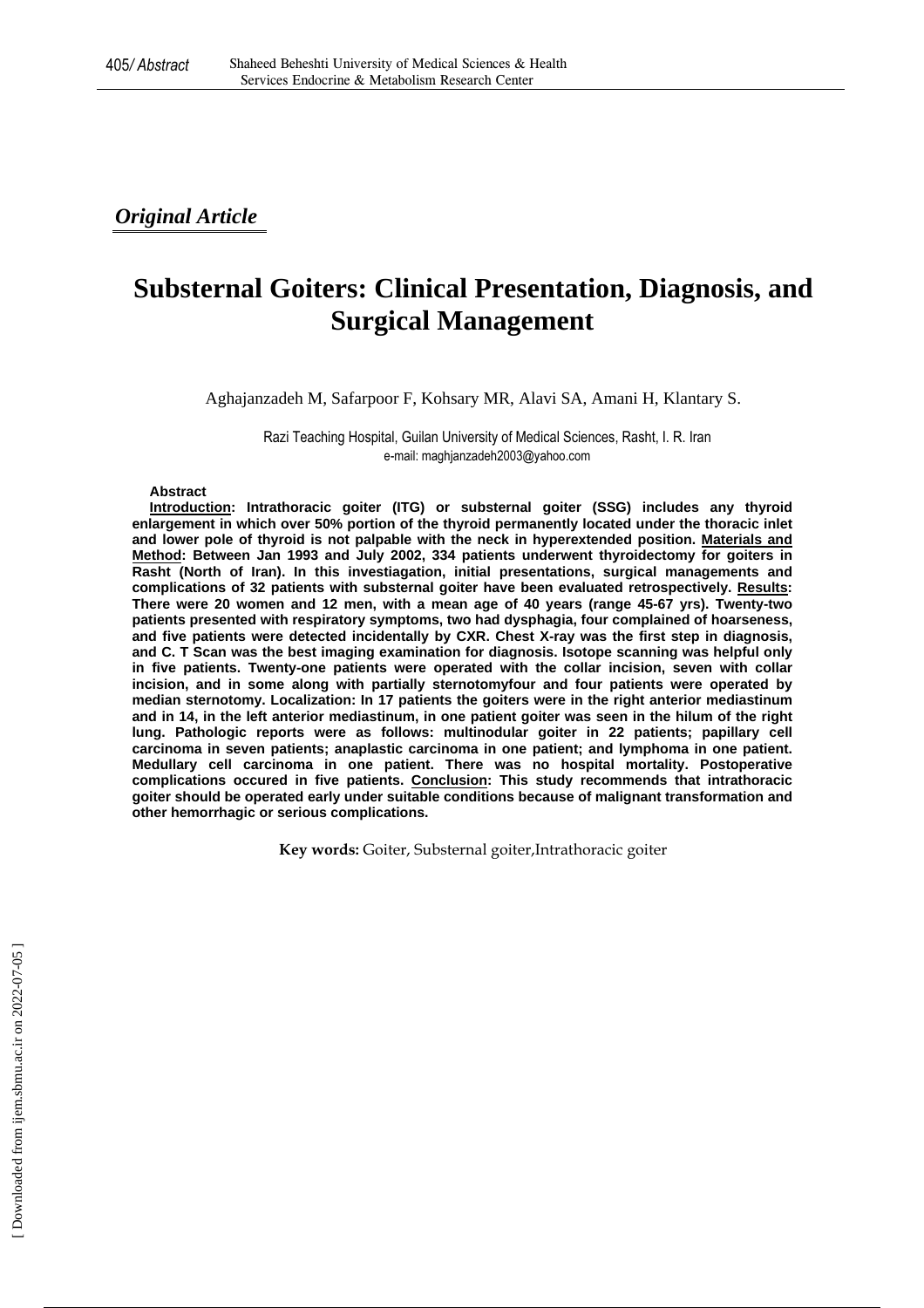*Original Article*

# Substernal Goiters: Clinical Presentation, Diagnosis, and Surgical Management

Aghajanzadeh M, Safarpoor F, Kohsary MR, Alavi SA, Amani H, Klantary S.

Razi Teaching Hospital, Guilan University of Medical Sciences, Rasht, I. R. Iran
e-mail: maghjanzadeh2003@yahoo.com

**Abstract**

**Introduction: Intrathoracic goiter (ITG) or substernal goiter (SSG) includes any thyroid enlargement in which over 50% portion of the thyroid permanently located under the thoracic inlet and lower pole of thyroid is not palpable with the neck in hyperextended position. Materials and Method: Between Jan 1993 and July 2002, 334 patients underwent thyroidectomy for goiters in Rasht (North of Iran). In this investiagation, initial presentations, surgical managements and complications of 32 patients with substernal goiter have been evaluated retrospectively. Results: There were 20 women and 12 men, with a mean age of 40 years (range 45-67 yrs). Twenty-two patients presented with respiratory symptoms, two had dysphagia, four complained of hoarseness, and five patients were detected incidentally by CXR. Chest X-ray was the first step in diagnosis, and C. T Scan was the best imaging examination for diagnosis. Isotope scanning was helpful only in five patients. Twenty-one patients were operated with the collar incision, seven with collar incision, and in some along with partially sternotomyfour and four patients were operated by median sternotomy. Localization: In 17 patients the goiters were in the right anterior mediastinum and in 14, in the left anterior mediastinum, in one patient goiter was seen in the hilum of the right lung. Pathologic reports were as follows: multinodular goiter in 22 patients; papillary cell carcinoma in seven patients; anaplastic carcinoma in one patient; and lymphoma in one patient. Medullary cell carcinoma in one patient. There was no hospital mortality. Postoperative complications occured in five patients. Conclusion: This study recommends that intrathoracic goiter should be operated early under suitable conditions because of malignant transformation and other hemorrhagic or serious complications.**

**Key words:** Goiter, Substernal goiter,Intrathoracic goiter